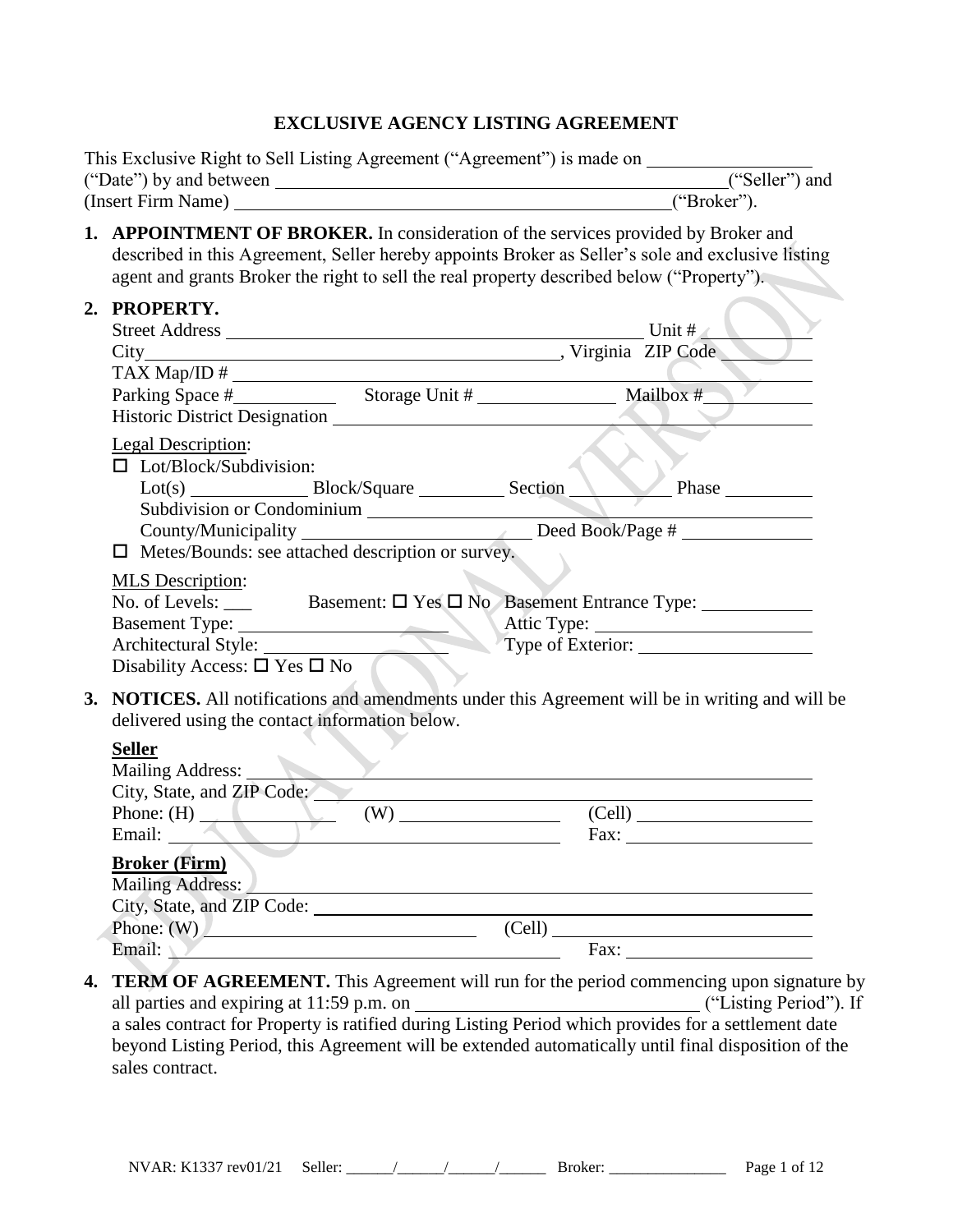# EXCLUSIVE AGENCY LISTING AGREEMENT

This Exclusive Right to Sell Listing Agreement ("Agreement") is made on \_\_\_\_\_\_\_\_\_\_\_\_\_\_\_\_\_\_ ("Date") by and between \_\_\_\_\_\_\_\_\_\_\_\_\_\_\_\_\_\_\_\_\_\_\_\_\_\_\_\_\_\_\_\_\_\_\_\_\_\_\_\_\_\_\_\_\_\_\_\_ ("Seller") and (Insert Firm Name) \_\_\_\_\_\_\_\_\_\_\_\_\_\_\_\_\_\_\_\_\_\_\_\_\_\_\_\_\_\_\_\_\_\_\_\_\_\_\_\_\_\_\_\_\_\_ ("Broker").

1. **APPOINTMENT OF BROKER.** In consideration of the services provided by Broker and described in this Agreement, Seller hereby appoints Broker as Seller's sole and exclusive listing agent and grants Broker the right to sell the real property described below ("Property").

2. **PROPERTY.**

   Street Address \_\_\_\_\_\_\_\_\_\_\_\_\_\_\_\_\_\_\_\_\_\_\_\_\_\_\_\_\_\_\_\_\_\_\_\_\_\_\_\_\_\_ Unit # \_\_\_\_\_\_\_\_\_\_
   City \_\_\_\_\_\_\_\_\_\_\_\_\_\_\_\_\_\_\_\_\_\_\_\_\_\_\_\_\_\_\_\_\_\_\_\_\_\_\_\_\_\_, Virginia ZIP Code \_\_\_\_\_\_\_\_\_\_
   TAX Map/ID # \_\_\_\_\_\_\_\_\_\_\_\_\_\_\_\_\_\_\_\_\_\_\_\_\_\_\_\_\_\_\_\_\_\_\_\_\_\_\_\_\_\_\_\_\_\_\_\_\_\_\_\_\_\_\_\_
   Parking Space # \_\_\_\_\_\_\_\_\_\_\_ Storage Unit # \_\_\_\_\_\_\_\_\_\_\_\_\_\_\_ Mailbox # \_\_\_\_\_\_\_\_\_\_\_
   Historic District Designation \_\_\_\_\_\_\_\_\_\_\_\_\_\_\_\_\_\_\_\_\_\_\_\_\_\_\_\_\_\_\_\_\_\_\_\_\_\_\_\_\_\_\_\_\_

   Legal Description:
   ☐ Lot/Block/Subdivision:
   Lot(s) \_\_\_\_\_\_\_\_\_\_\_\_ Block/Square \_\_\_\_\_\_\_\_\_ Section \_\_\_\_\_\_\_\_\_\_ Phase \_\_\_\_\_\_\_\_\_\_
   Subdivision or Condominium \_\_\_\_\_\_\_\_\_\_\_\_\_\_\_\_\_\_\_\_\_\_\_\_\_\_\_\_\_\_\_\_\_\_\_\_\_\_\_\_\_\_\_\_\_\_
   County/Municipality \_\_\_\_\_\_\_\_\_\_\_\_\_\_\_\_\_\_\_\_\_\_\_\_ Deed Book/Page # \_\_\_\_\_\_\_\_\_\_\_\_\_\_
   ☐ Metes/Bounds: see attached description or survey.

   MLS Description:
   No. of Levels: \_\_\_ Basement: ☐ Yes ☐ No Basement Entrance Type: \_\_\_\_\_\_\_\_\_\_\_\_
   Basement Type: \_\_\_\_\_\_\_\_\_\_\_\_\_\_\_\_\_\_\_\_\_\_ Attic Type: \_\_\_\_\_\_\_\_\_\_\_\_\_\_\_\_\_\_\_\_\_\_\_\_
   Architectural Style: \_\_\_\_\_\_\_\_\_\_\_\_\_\_\_\_\_\_\_\_ Type of Exterior: \_\_\_\_\_\_\_\_\_\_\_\_\_\_\_\_\_\_\_\_
   Disability Access: ☐ Yes ☐ No

3. **NOTICES.** All notifications and amendments under this Agreement will be in writing and will be delivered using the contact information below.

   **Seller**
   Mailing Address: \_\_\_\_\_\_\_\_\_\_\_\_\_\_\_\_\_\_\_\_\_\_\_\_\_\_\_\_\_\_\_\_\_\_\_\_\_\_\_\_\_\_\_\_\_\_\_\_\_\_\_\_\_\_\_\_
   City, State, and ZIP Code: \_\_\_\_\_\_\_\_\_\_\_\_\_\_\_\_\_\_\_\_\_\_\_\_\_\_\_\_\_\_\_\_\_\_\_\_\_\_\_\_\_\_\_\_\_\_\_\_
   Phone: (H) \_\_\_\_\_\_\_\_\_\_\_\_\_\_\_ (W) \_\_\_\_\_\_\_\_\_\_\_\_\_\_\_\_\_\_ (Cell) \_\_\_\_\_\_\_\_\_\_\_\_\_\_\_\_\_\_\_\_
   Email: \_\_\_\_\_\_\_\_\_\_\_\_\_\_\_\_\_\_\_\_\_\_\_\_\_\_\_\_\_\_\_\_\_\_\_\_\_\_\_\_\_\_\_ Fax: \_\_\_\_\_\_\_\_\_\_\_\_\_\_\_\_\_\_\_\_\_

   **Broker (Firm)**
   Mailing Address: \_\_\_\_\_\_\_\_\_\_\_\_\_\_\_\_\_\_\_\_\_\_\_\_\_\_\_\_\_\_\_\_\_\_\_\_\_\_\_\_\_\_\_\_\_\_\_\_\_\_\_\_\_\_\_\_
   City, State, and ZIP Code: \_\_\_\_\_\_\_\_\_\_\_\_\_\_\_\_\_\_\_\_\_\_\_\_\_\_\_\_\_\_\_\_\_\_\_\_\_\_\_\_\_\_\_\_\_\_\_\_
   Phone: (W) \_\_\_\_\_\_\_\_\_\_\_\_\_\_\_\_\_\_\_\_\_\_\_\_\_\_\_\_\_\_ (Cell) \_\_\_\_\_\_\_\_\_\_\_\_\_\_\_\_\_\_\_\_\_\_\_\_\_\_\_\_
   Email: \_\_\_\_\_\_\_\_\_\_\_\_\_\_\_\_\_\_\_\_\_\_\_\_\_\_\_\_\_\_\_\_\_\_\_\_\_\_\_\_\_\_\_ Fax: \_\_\_\_\_\_\_\_\_\_\_\_\_\_\_\_\_\_\_\_\_

4. **TERM OF AGREEMENT.** This Agreement will run for the period commencing upon signature by all parties and expiring at 11:59 p.m. on \_\_\_\_\_\_\_\_\_\_\_\_\_\_\_\_\_\_\_\_\_\_\_\_\_\_\_\_\_\_ ("Listing Period"). If a sales contract for Property is ratified during Listing Period which provides for a settlement date beyond Listing Period, this Agreement will be extended automatically until final disposition of the sales contract.

NVAR: K1337 rev01/21 Seller: \_\_\_\_\_\_/\_\_\_\_\_\_/\_\_\_\_\_\_/\_\_\_\_\_\_ Broker: \_\_\_\_\_\_\_\_\_\_\_\_\_\_\_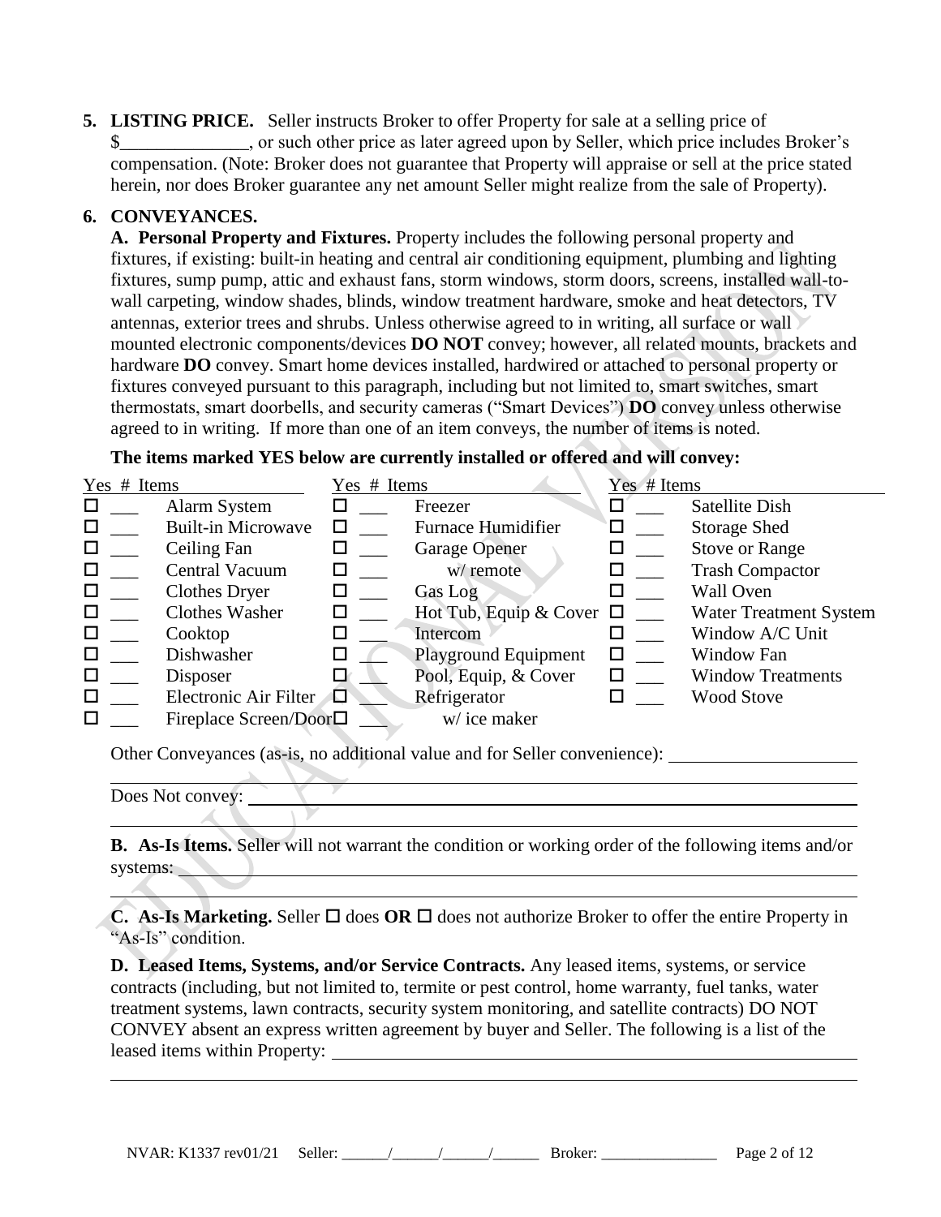**5. LISTING PRICE.** Seller instructs Broker to offer Property for sale at a selling price of $______________, or such other price as later agreed upon by Seller, which price includes Broker's compensation. (Note: Broker does not guarantee that Property will appraise or sell at the price stated herein, nor does Broker guarantee any net amount Seller might realize from the sale of Property).

**6. CONVEYANCES.**

**A. Personal Property and Fixtures.** Property includes the following personal property and fixtures, if existing: built-in heating and central air conditioning equipment, plumbing and lighting fixtures, sump pump, attic and exhaust fans, storm windows, storm doors, screens, installed wall-to-wall carpeting, window shades, blinds, window treatment hardware, smoke and heat detectors, TV antennas, exterior trees and shrubs. Unless otherwise agreed to in writing, all surface or wall mounted electronic components/devices **DO NOT** convey; however, all related mounts, brackets and hardware **DO** convey. Smart home devices installed, hardwired or attached to personal property or fixtures conveyed pursuant to this paragraph, including but not limited to, smart switches, smart thermostats, smart doorbells, and security cameras ("Smart Devices") **DO** convey unless otherwise agreed to in writing. If more than one of an item conveys, the number of items is noted.

**The items marked YES below are currently installed or offered and will convey:**

| Yes | # | Items | Yes | # | Items | Yes | # | Items |
|---|---|---|---|---|---|---|---|---|
| ☐ | ___ | Alarm System | ☐ | ___ | Freezer | ☐ | ___ | Satellite Dish |
| ☐ | ___ | Built-in Microwave | ☐ | ___ | Furnace Humidifier | ☐ | ___ | Storage Shed |
| ☐ | ___ | Ceiling Fan | ☐ | ___ | Garage Opener | ☐ | ___ | Stove or Range |
| ☐ | ___ | Central Vacuum | ☐ | ___ | w/ remote | ☐ | ___ | Trash Compactor |
| ☐ | ___ | Clothes Dryer | ☐ | ___ | Gas Log | ☐ | ___ | Wall Oven |
| ☐ | ___ | Clothes Washer | ☐ | ___ | Hot Tub, Equip & Cover | ☐ | ___ | Water Treatment System |
| ☐ | ___ | Cooktop | ☐ | ___ | Intercom | ☐ | ___ | Window A/C Unit |
| ☐ | ___ | Dishwasher | ☐ | ___ | Playground Equipment | ☐ | ___ | Window Fan |
| ☐ | ___ | Disposer | ☐ | ___ | Pool, Equip, & Cover | ☐ | ___ | Window Treatments |
| ☐ | ___ | Electronic Air Filter | ☐ | ___ | Refrigerator | ☐ | ___ | Wood Stove |
| ☐ | ___ | Fireplace Screen/Door | ☐ | ___ | w/ ice maker | | | |

Other Conveyances (as-is, no additional value and for Seller convenience): ____________________

Does Not convey: ____________________

**B. As-Is Items.** Seller will not warrant the condition or working order of the following items and/or systems: ____________________

**C. As-Is Marketing.** Seller ☐ does **OR** ☐ does not authorize Broker to offer the entire Property in "As-Is" condition.

**D. Leased Items, Systems, and/or Service Contracts.** Any leased items, systems, or service contracts (including, but not limited to, termite or pest control, home warranty, fuel tanks, water treatment systems, lawn contracts, security system monitoring, and satellite contracts) DO NOT CONVEY absent an express written agreement by buyer and Seller. The following is a list of the leased items within Property: ____________________

NVAR: K1337 rev01/21 Seller: ______/______/______/______ Broker: _______________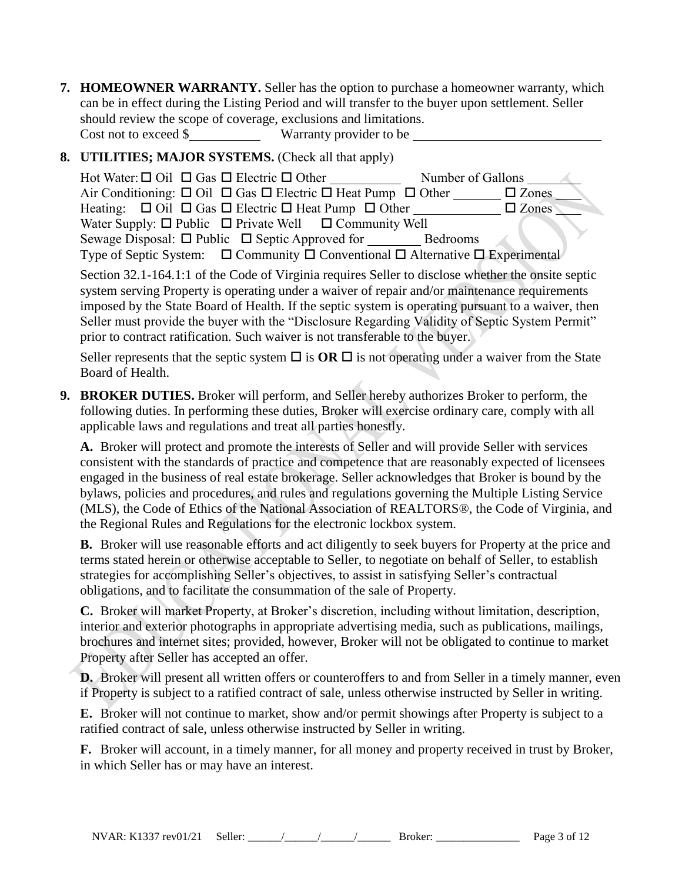**7. HOMEOWNER WARRANTY.** Seller has the option to purchase a homeowner warranty, which can be in effect during the Listing Period and will transfer to the buyer upon settlement. Seller should review the scope of coverage, exclusions and limitations.
Cost not to exceed $__________ Warranty provider to be ____________________________

**8. UTILITIES; MAJOR SYSTEMS.** (Check all that apply)

Hot Water: ☐ Oil ☐ Gas ☐ Electric ☐ Other __________ Number of Gallons ________
Air Conditioning: ☐ Oil ☐ Gas ☐ Electric ☐ Heat Pump ☐ Other _______ ☐ Zones ____
Heating: ☐ Oil ☐ Gas ☐ Electric ☐ Heat Pump ☐ Other ____________ ☐ Zones ____
Water Supply: ☐ Public ☐ Private Well ☐ Community Well
Sewage Disposal: ☐ Public ☐ Septic Approved for ________ Bedrooms
Type of Septic System: ☐ Community ☐ Conventional ☐ Alternative ☐ Experimental

Section 32.1-164.1:1 of the Code of Virginia requires Seller to disclose whether the onsite septic system serving Property is operating under a waiver of repair and/or maintenance requirements imposed by the State Board of Health. If the septic system is operating pursuant to a waiver, then Seller must provide the buyer with the "Disclosure Regarding Validity of Septic System Permit" prior to contract ratification. Such waiver is not transferable to the buyer.

Seller represents that the septic system ☐ is **OR** ☐ is not operating under a waiver from the State Board of Health.

**9. BROKER DUTIES.** Broker will perform, and Seller hereby authorizes Broker to perform, the following duties. In performing these duties, Broker will exercise ordinary care, comply with all applicable laws and regulations and treat all parties honestly.

**A.** Broker will protect and promote the interests of Seller and will provide Seller with services consistent with the standards of practice and competence that are reasonably expected of licensees engaged in the business of real estate brokerage. Seller acknowledges that Broker is bound by the bylaws, policies and procedures, and rules and regulations governing the Multiple Listing Service (MLS), the Code of Ethics of the National Association of REALTORS®, the Code of Virginia, and the Regional Rules and Regulations for the electronic lockbox system.

**B.** Broker will use reasonable efforts and act diligently to seek buyers for Property at the price and terms stated herein or otherwise acceptable to Seller, to negotiate on behalf of Seller, to establish strategies for accomplishing Seller's objectives, to assist in satisfying Seller's contractual obligations, and to facilitate the consummation of the sale of Property.

**C.** Broker will market Property, at Broker's discretion, including without limitation, description, interior and exterior photographs in appropriate advertising media, such as publications, mailings, brochures and internet sites; provided, however, Broker will not be obligated to continue to market Property after Seller has accepted an offer.

**D.** Broker will present all written offers or counteroffers to and from Seller in a timely manner, even if Property is subject to a ratified contract of sale, unless otherwise instructed by Seller in writing.

**E.** Broker will not continue to market, show and/or permit showings after Property is subject to a ratified contract of sale, unless otherwise instructed by Seller in writing.

**F.** Broker will account, in a timely manner, for all money and property received in trust by Broker, in which Seller has or may have an interest.

NVAR: K1337 rev01/21 Seller: ______/______/______/______ Broker: _______________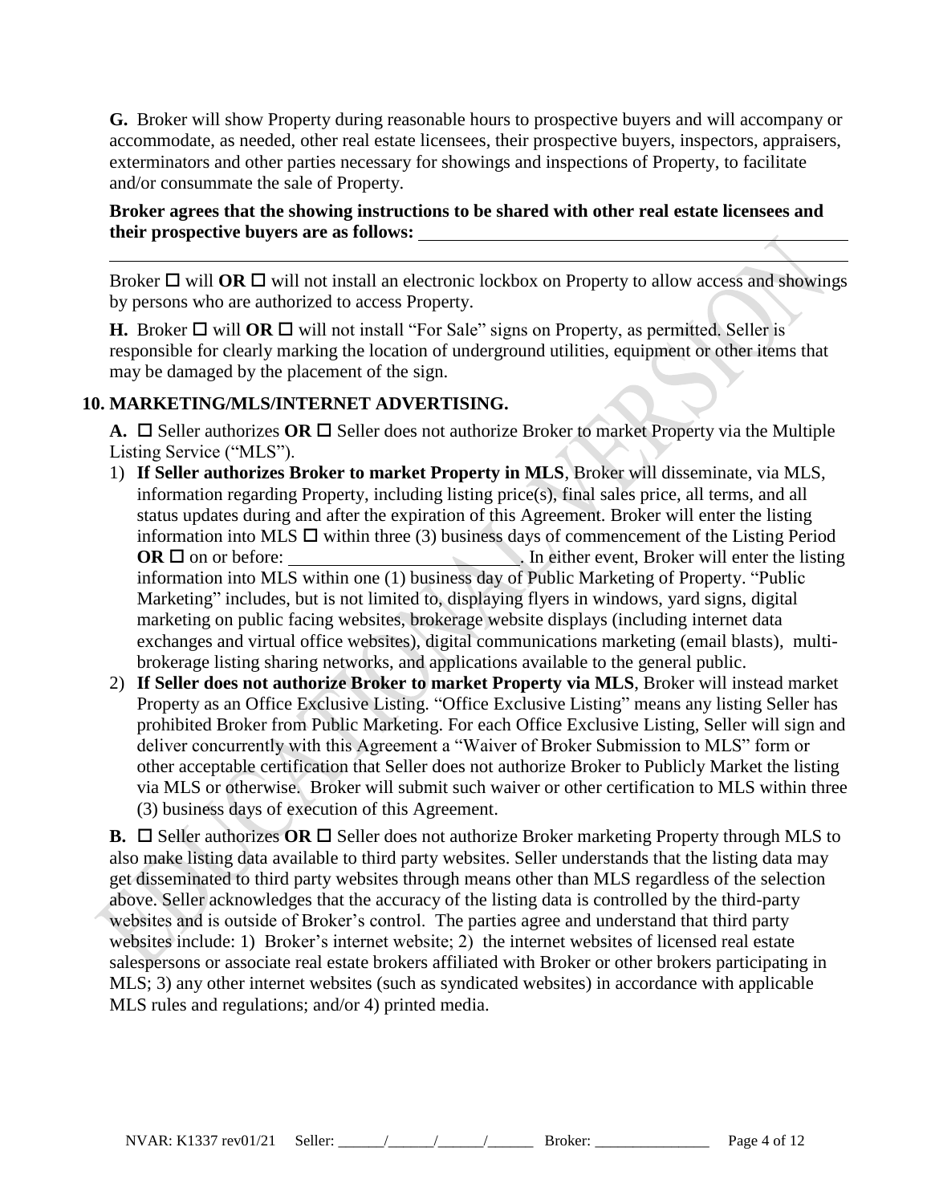**G.** Broker will show Property during reasonable hours to prospective buyers and will accompany or accommodate, as needed, other real estate licensees, their prospective buyers, inspectors, appraisers, exterminators and other parties necessary for showings and inspections of Property, to facilitate and/or consummate the sale of Property.

**Broker agrees that the showing instructions to be shared with other real estate licensees and their prospective buyers are as follows:** ________________________________________________

________________________________________________________________________________

Broker ☐ will **OR** ☐ will not install an electronic lockbox on Property to allow access and showings by persons who are authorized to access Property.

**H.** Broker ☐ will **OR** ☐ will not install "For Sale" signs on Property, as permitted. Seller is responsible for clearly marking the location of underground utilities, equipment or other items that may be damaged by the placement of the sign.

## 10. MARKETING/MLS/INTERNET ADVERTISING.

**A.** ☐ Seller authorizes **OR** ☐ Seller does not authorize Broker to market Property via the Multiple Listing Service ("MLS").

1) **If Seller authorizes Broker to market Property in MLS**, Broker will disseminate, via MLS, information regarding Property, including listing price(s), final sales price, all terms, and all status updates during and after the expiration of this Agreement. Broker will enter the listing information into MLS ☐ within three (3) business days of commencement of the Listing Period **OR** ☐ on or before: ________________________. In either event, Broker will enter the listing information into MLS within one (1) business day of Public Marketing of Property. "Public Marketing" includes, but is not limited to, displaying flyers in windows, yard signs, digital marketing on public facing websites, brokerage website displays (including internet data exchanges and virtual office websites), digital communications marketing (email blasts), multi-brokerage listing sharing networks, and applications available to the general public.
2) **If Seller does not authorize Broker to market Property via MLS**, Broker will instead market Property as an Office Exclusive Listing. "Office Exclusive Listing" means any listing Seller has prohibited Broker from Public Marketing. For each Office Exclusive Listing, Seller will sign and deliver concurrently with this Agreement a "Waiver of Broker Submission to MLS" form or other acceptable certification that Seller does not authorize Broker to Publicly Market the listing via MLS or otherwise. Broker will submit such waiver or other certification to MLS within three (3) business days of execution of this Agreement.

**B.** ☐ Seller authorizes **OR** ☐ Seller does not authorize Broker marketing Property through MLS to also make listing data available to third party websites. Seller understands that the listing data may get disseminated to third party websites through means other than MLS regardless of the selection above. Seller acknowledges that the accuracy of the listing data is controlled by the third-party websites and is outside of Broker's control. The parties agree and understand that third party websites include: 1) Broker's internet website; 2) the internet websites of licensed real estate salespersons or associate real estate brokers affiliated with Broker or other brokers participating in MLS; 3) any other internet websites (such as syndicated websites) in accordance with applicable MLS rules and regulations; and/or 4) printed media.

NVAR: K1337 rev01/21 Seller: ______/______/______/______ Broker: _______________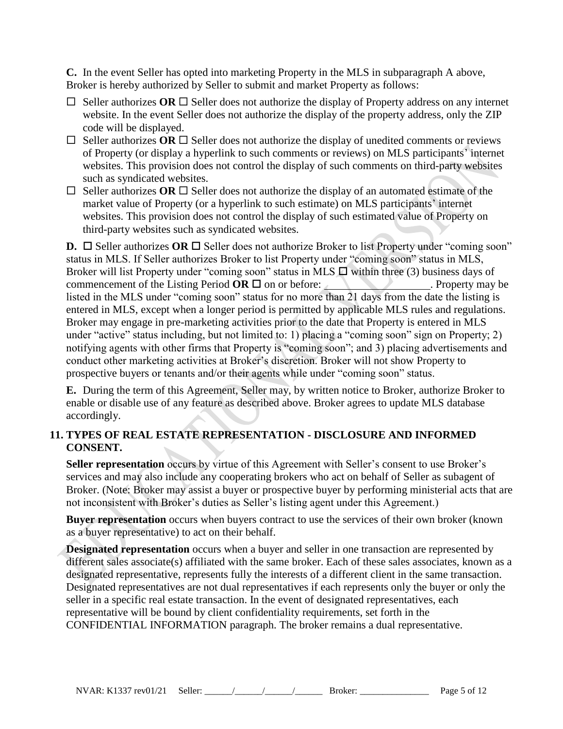**C.** In the event Seller has opted into marketing Property in the MLS in subparagraph A above, Broker is hereby authorized by Seller to submit and market Property as follows:

- ☐ Seller authorizes **OR** ☐ Seller does not authorize the display of Property address on any internet website. In the event Seller does not authorize the display of the property address, only the ZIP code will be displayed.
- ☐ Seller authorizes **OR** ☐ Seller does not authorize the display of unedited comments or reviews of Property (or display a hyperlink to such comments or reviews) on MLS participants' internet websites. This provision does not control the display of such comments on third-party websites such as syndicated websites.
- ☐ Seller authorizes **OR** ☐ Seller does not authorize the display of an automated estimate of the market value of Property (or a hyperlink to such estimate) on MLS participants' internet websites. This provision does not control the display of such estimated value of Property on third-party websites such as syndicated websites.

**D.** ☐ Seller authorizes **OR** ☐ Seller does not authorize Broker to list Property under "coming soon" status in MLS. If Seller authorizes Broker to list Property under "coming soon" status in MLS, Broker will list Property under "coming soon" status in MLS ☐ within three (3) business days of commencement of the Listing Period **OR** ☐ on or before: \_\_\_\_\_\_\_\_\_\_\_\_\_\_\_\_\_\_\_. Property may be listed in the MLS under "coming soon" status for no more than 21 days from the date the listing is entered in MLS, except when a longer period is permitted by applicable MLS rules and regulations. Broker may engage in pre-marketing activities prior to the date that Property is entered in MLS under "active" status including, but not limited to: 1) placing a "coming soon" sign on Property; 2) notifying agents with other firms that Property is "coming soon"; and 3) placing advertisements and conduct other marketing activities at Broker's discretion. Broker will not show Property to prospective buyers or tenants and/or their agents while under "coming soon" status.

**E.** During the term of this Agreement, Seller may, by written notice to Broker, authorize Broker to enable or disable use of any feature as described above. Broker agrees to update MLS database accordingly.

## 11. TYPES OF REAL ESTATE REPRESENTATION - DISCLOSURE AND INFORMED CONSENT.

**Seller representation** occurs by virtue of this Agreement with Seller's consent to use Broker's services and may also include any cooperating brokers who act on behalf of Seller as subagent of Broker. (Note: Broker may assist a buyer or prospective buyer by performing ministerial acts that are not inconsistent with Broker's duties as Seller's listing agent under this Agreement.)

**Buyer representation** occurs when buyers contract to use the services of their own broker (known as a buyer representative) to act on their behalf.

**Designated representation** occurs when a buyer and seller in one transaction are represented by different sales associate(s) affiliated with the same broker. Each of these sales associates, known as a designated representative, represents fully the interests of a different client in the same transaction. Designated representatives are not dual representatives if each represents only the buyer or only the seller in a specific real estate transaction. In the event of designated representatives, each representative will be bound by client confidentiality requirements, set forth in the CONFIDENTIAL INFORMATION paragraph. The broker remains a dual representative.

NVAR: K1337 rev01/21 Seller: \_\_\_\_\_\_/\_\_\_\_\_\_/\_\_\_\_\_\_/\_\_\_\_\_\_ Broker: \_\_\_\_\_\_\_\_\_\_\_\_\_\_\_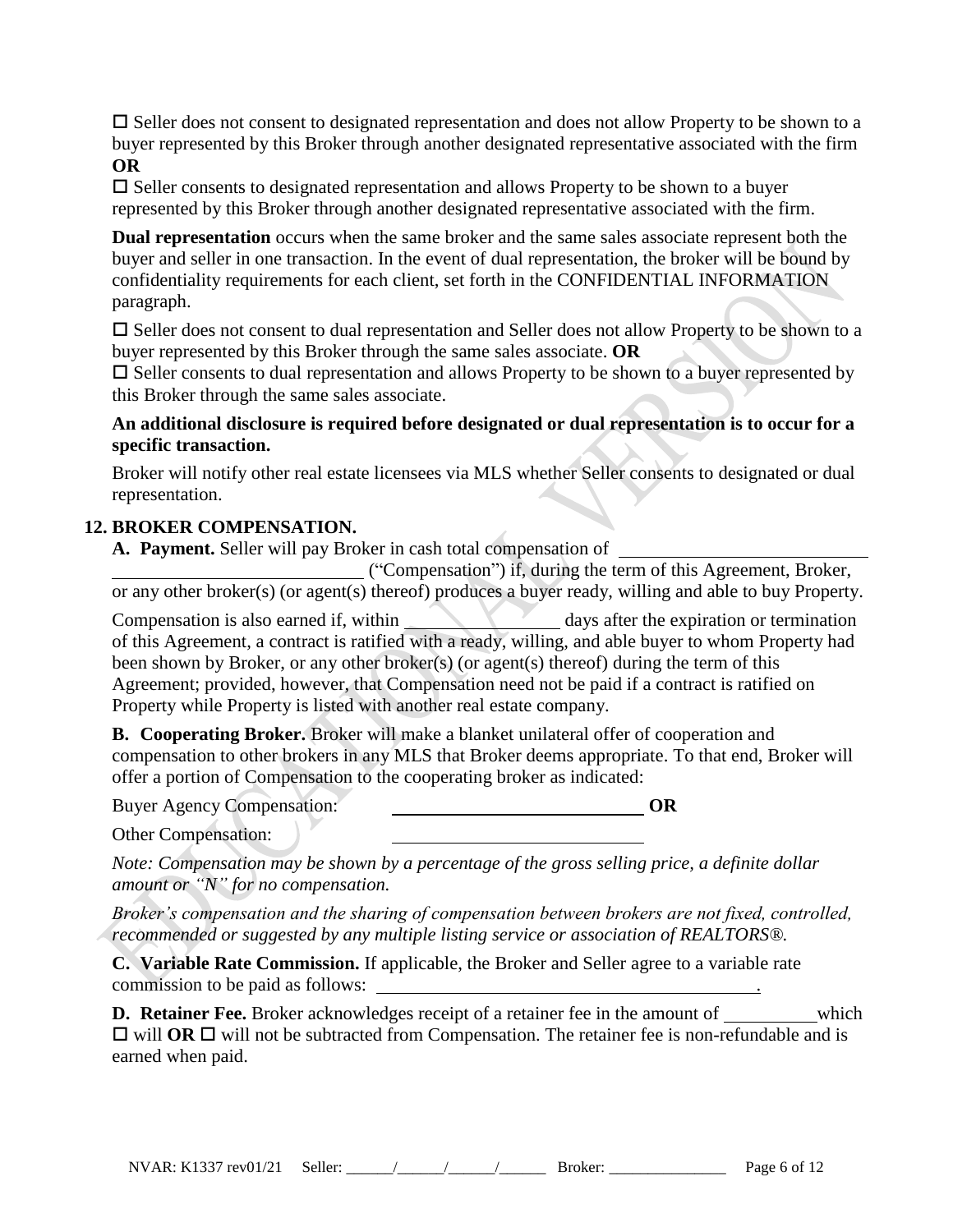☐ Seller does not consent to designated representation and does not allow Property to be shown to a buyer represented by this Broker through another designated representative associated with the firm **OR**

☐ Seller consents to designated representation and allows Property to be shown to a buyer represented by this Broker through another designated representative associated with the firm.

**Dual representation** occurs when the same broker and the same sales associate represent both the buyer and seller in one transaction. In the event of dual representation, the broker will be bound by confidentiality requirements for each client, set forth in the CONFIDENTIAL INFORMATION paragraph.

☐ Seller does not consent to dual representation and Seller does not allow Property to be shown to a buyer represented by this Broker through the same sales associate. **OR**

☐ Seller consents to dual representation and allows Property to be shown to a buyer represented by this Broker through the same sales associate.

**An additional disclosure is required before designated or dual representation is to occur for a specific transaction.**

Broker will notify other real estate licensees via MLS whether Seller consents to designated or dual representation.

## 12. BROKER COMPENSATION.

**A. Payment.** Seller will pay Broker in cash total compensation of ______________________________ ______________________________ ("Compensation") if, during the term of this Agreement, Broker, or any other broker(s) (or agent(s) thereof) produces a buyer ready, willing and able to buy Property.

Compensation is also earned if, within ________________ days after the expiration or termination of this Agreement, a contract is ratified with a ready, willing, and able buyer to whom Property had been shown by Broker, or any other broker(s) (or agent(s) thereof) during the term of this Agreement; provided, however, that Compensation need not be paid if a contract is ratified on Property while Property is listed with another real estate company.

**B. Cooperating Broker.** Broker will make a blanket unilateral offer of cooperation and compensation to other brokers in any MLS that Broker deems appropriate. To that end, Broker will offer a portion of Compensation to the cooperating broker as indicated:

Buyer Agency Compensation: ______________________________ **OR**

Other Compensation: ______________________________

*Note: Compensation may be shown by a percentage of the gross selling price, a definite dollar amount or "N" for no compensation.*

*Broker's compensation and the sharing of compensation between brokers are not fixed, controlled, recommended or suggested by any multiple listing service or association of REALTORS®.*

**C. Variable Rate Commission.** If applicable, the Broker and Seller agree to a variable rate commission to be paid as follows: ____________________________________________.

**D. Retainer Fee.** Broker acknowledges receipt of a retainer fee in the amount of __________ which ☐ will **OR** ☐ will not be subtracted from Compensation. The retainer fee is non-refundable and is earned when paid.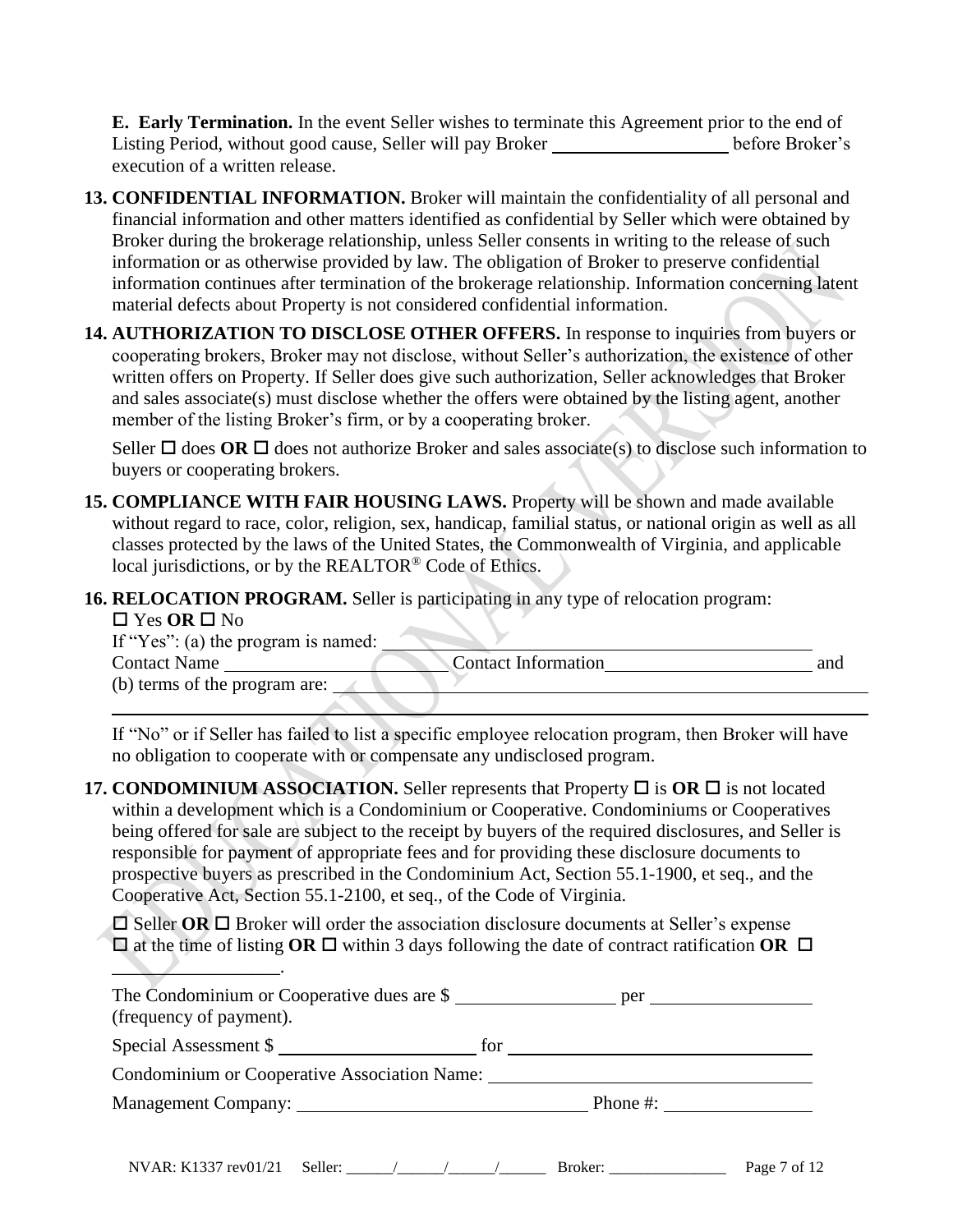**E. Early Termination.** In the event Seller wishes to terminate this Agreement prior to the end of Listing Period, without good cause, Seller will pay Broker ____________________ before Broker's execution of a written release.

**13. CONFIDENTIAL INFORMATION.** Broker will maintain the confidentiality of all personal and financial information and other matters identified as confidential by Seller which were obtained by Broker during the brokerage relationship, unless Seller consents in writing to the release of such information or as otherwise provided by law. The obligation of Broker to preserve confidential information continues after termination of the brokerage relationship. Information concerning latent material defects about Property is not considered confidential information.

**14. AUTHORIZATION TO DISCLOSE OTHER OFFERS.** In response to inquiries from buyers or cooperating brokers, Broker may not disclose, without Seller's authorization, the existence of other written offers on Property. If Seller does give such authorization, Seller acknowledges that Broker and sales associate(s) must disclose whether the offers were obtained by the listing agent, another member of the listing Broker's firm, or by a cooperating broker.

Seller ☐ does **OR** ☐ does not authorize Broker and sales associate(s) to disclose such information to buyers or cooperating brokers.

**15. COMPLIANCE WITH FAIR HOUSING LAWS.** Property will be shown and made available without regard to race, color, religion, sex, handicap, familial status, or national origin as well as all classes protected by the laws of the United States, the Commonwealth of Virginia, and applicable local jurisdictions, or by the REALTOR® Code of Ethics.

**16. RELOCATION PROGRAM.** Seller is participating in any type of relocation program:
☐ Yes **OR** ☐ No
If "Yes": (a) the program is named: ________________________________________________
Contact Name ________________________ Contact Information ______________________ and
(b) terms of the program are: ____________________________________________________
________________________________________________________________________________

If "No" or if Seller has failed to list a specific employee relocation program, then Broker will have no obligation to cooperate with or compensate any undisclosed program.

**17. CONDOMINIUM ASSOCIATION.** Seller represents that Property ☐ is **OR** ☐ is not located within a development which is a Condominium or Cooperative. Condominiums or Cooperatives being offered for sale are subject to the receipt by buyers of the required disclosures, and Seller is responsible for payment of appropriate fees and for providing these disclosure documents to prospective buyers as prescribed in the Condominium Act, Section 55.1-1900, et seq., and the Cooperative Act, Section 55.1-2100, et seq., of the Code of Virginia.

☐ Seller **OR** ☐ Broker will order the association disclosure documents at Seller's expense ☐ at the time of listing **OR** ☐ within 3 days following the date of contract ratification **OR** ☐ __________________.

The Condominium or Cooperative dues are $ _________________ per _________________ (frequency of payment).

Special Assessment $ ______________________ for __________________________________

Condominium or Cooperative Association Name: ___________________________________

Management Company: _______________________________ Phone #: ________________

NVAR: K1337 rev01/21 Seller: ______/______/______/______ Broker: _______________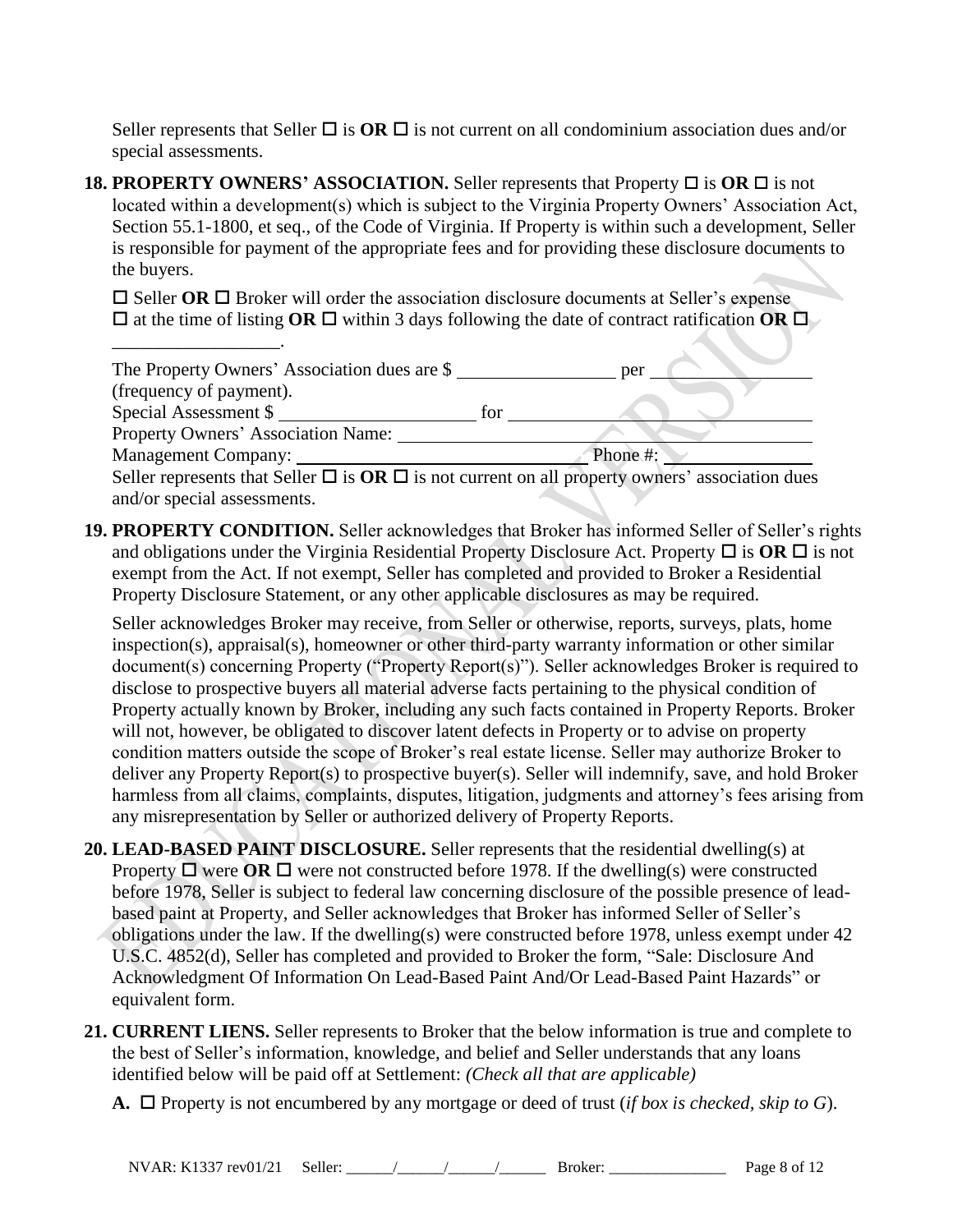Seller represents that Seller ☐ is **OR** ☐ is not current on all condominium association dues and/or special assessments.

**18. PROPERTY OWNERS' ASSOCIATION.** Seller represents that Property ☐ is **OR** ☐ is not located within a development(s) which is subject to the Virginia Property Owners' Association Act, Section 55.1-1800, et seq., of the Code of Virginia. If Property is within such a development, Seller is responsible for payment of the appropriate fees and for providing these disclosure documents to the buyers.

☐ Seller **OR** ☐ Broker will order the association disclosure documents at Seller's expense ☐ at the time of listing **OR** ☐ within 3 days following the date of contract ratification **OR** ☐ ________________.

The Property Owners' Association dues are $ ________________ per ________________ (frequency of payment).
Special Assessment $ ____________________ for ________________________________
Property Owners' Association Name: ________________________________________
Management Company: ______________________________ Phone #: ______________
Seller represents that Seller ☐ is **OR** ☐ is not current on all property owners' association dues and/or special assessments.

**19. PROPERTY CONDITION.** Seller acknowledges that Broker has informed Seller of Seller's rights and obligations under the Virginia Residential Property Disclosure Act. Property ☐ is **OR** ☐ is not exempt from the Act. If not exempt, Seller has completed and provided to Broker a Residential Property Disclosure Statement, or any other applicable disclosures as may be required.

Seller acknowledges Broker may receive, from Seller or otherwise, reports, surveys, plats, home inspection(s), appraisal(s), homeowner or other third-party warranty information or other similar document(s) concerning Property ("Property Report(s)"). Seller acknowledges Broker is required to disclose to prospective buyers all material adverse facts pertaining to the physical condition of Property actually known by Broker, including any such facts contained in Property Reports. Broker will not, however, be obligated to discover latent defects in Property or to advise on property condition matters outside the scope of Broker's real estate license. Seller may authorize Broker to deliver any Property Report(s) to prospective buyer(s). Seller will indemnify, save, and hold Broker harmless from all claims, complaints, disputes, litigation, judgments and attorney's fees arising from any misrepresentation by Seller or authorized delivery of Property Reports.

**20. LEAD-BASED PAINT DISCLOSURE.** Seller represents that the residential dwelling(s) at Property ☐ were **OR** ☐ were not constructed before 1978. If the dwelling(s) were constructed before 1978, Seller is subject to federal law concerning disclosure of the possible presence of lead-based paint at Property, and Seller acknowledges that Broker has informed Seller of Seller's obligations under the law. If the dwelling(s) were constructed before 1978, unless exempt under 42 U.S.C. 4852(d), Seller has completed and provided to Broker the form, "Sale: Disclosure And Acknowledgment Of Information On Lead-Based Paint And/Or Lead-Based Paint Hazards" or equivalent form.

**21. CURRENT LIENS.** Seller represents to Broker that the below information is true and complete to the best of Seller's information, knowledge, and belief and Seller understands that any loans identified below will be paid off at Settlement: *(Check all that are applicable)*

**A.** ☐ Property is not encumbered by any mortgage or deed of trust (*if box is checked, skip to G*).

NVAR: K1337 rev01/21 Seller: ______/______/______/______ Broker: _______________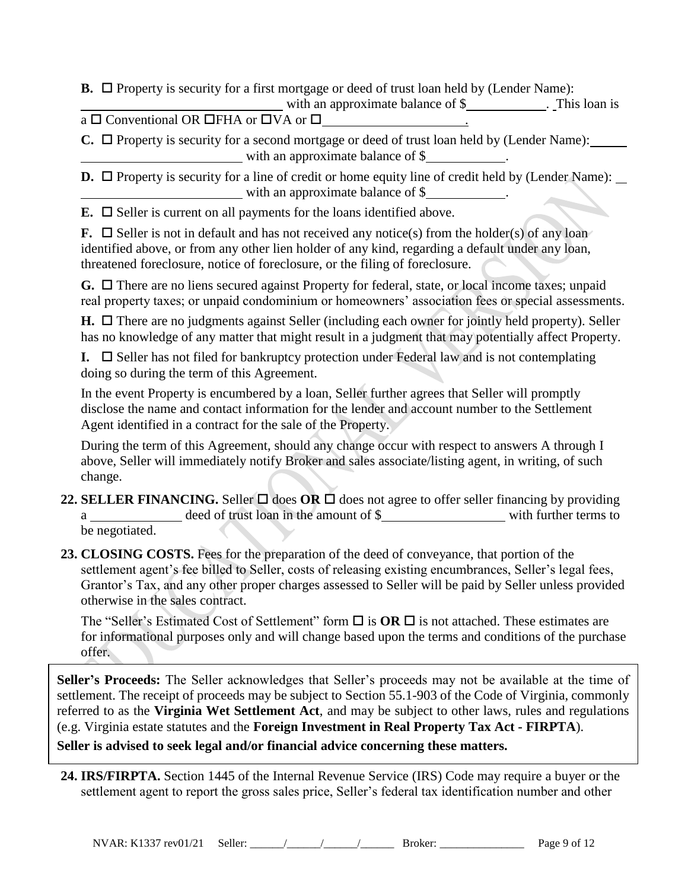**B.** ☐ Property is security for a first mortgage or deed of trust loan held by (Lender Name): \_\_\_\_\_\_\_\_\_\_\_\_\_\_\_\_\_\_\_\_\_\_\_\_\_\_\_\_ with an approximate balance of $\_\_\_\_\_\_\_\_\_\_\_. This loan is a ☐ Conventional OR ☐FHA or ☐VA or ☐\_\_\_\_\_\_\_\_\_\_\_\_\_\_\_\_\_\_\_\_\_.

**C.** ☐ Property is security for a second mortgage or deed of trust loan held by (Lender Name): \_\_\_\_\_\_\_\_\_\_\_\_\_\_\_\_\_\_\_\_\_\_\_\_\_\_\_\_ with an approximate balance of $\_\_\_\_\_\_\_\_\_\_\_.

**D.** ☐ Property is security for a line of credit or home equity line of credit held by (Lender Name): \_\_\_\_\_\_\_\_\_\_\_\_\_\_\_\_\_\_\_\_\_\_\_\_\_\_\_\_ with an approximate balance of $\_\_\_\_\_\_\_\_\_\_\_.

**E.** ☐ Seller is current on all payments for the loans identified above.

**F.** ☐ Seller is not in default and has not received any notice(s) from the holder(s) of any loan identified above, or from any other lien holder of any kind, regarding a default under any loan, threatened foreclosure, notice of foreclosure, or the filing of foreclosure.

**G.** ☐ There are no liens secured against Property for federal, state, or local income taxes; unpaid real property taxes; or unpaid condominium or homeowners' association fees or special assessments.

**H.** ☐ There are no judgments against Seller (including each owner for jointly held property). Seller has no knowledge of any matter that might result in a judgment that may potentially affect Property.

**I.** ☐ Seller has not filed for bankruptcy protection under Federal law and is not contemplating doing so during the term of this Agreement.

In the event Property is encumbered by a loan, Seller further agrees that Seller will promptly disclose the name and contact information for the lender and account number to the Settlement Agent identified in a contract for the sale of the Property.

During the term of this Agreement, should any change occur with respect to answers A through I above, Seller will immediately notify Broker and sales associate/listing agent, in writing, of such change.

**22. SELLER FINANCING.** Seller ☐ does **OR** ☐ does not agree to offer seller financing by providing a \_\_\_\_\_\_\_\_\_\_\_\_\_ deed of trust loan in the amount of $\_\_\_\_\_\_\_\_\_\_\_\_\_\_\_\_\_\_ with further terms to be negotiated.

**23. CLOSING COSTS.** Fees for the preparation of the deed of conveyance, that portion of the settlement agent's fee billed to Seller, costs of releasing existing encumbrances, Seller's legal fees, Grantor's Tax, and any other proper charges assessed to Seller will be paid by Seller unless provided otherwise in the sales contract.

The "Seller's Estimated Cost of Settlement" form ☐ is **OR** ☐ is not attached. These estimates are for informational purposes only and will change based upon the terms and conditions of the purchase offer.

**Seller's Proceeds:** The Seller acknowledges that Seller's proceeds may not be available at the time of settlement. The receipt of proceeds may be subject to Section 55.1-903 of the Code of Virginia, commonly referred to as the **Virginia Wet Settlement Act**, and may be subject to other laws, rules and regulations (e.g. Virginia estate statutes and the **Foreign Investment in Real Property Tax Act - FIRPTA**).
**Seller is advised to seek legal and/or financial advice concerning these matters.**

**24. IRS/FIRPTA.** Section 1445 of the Internal Revenue Service (IRS) Code may require a buyer or the settlement agent to report the gross sales price, Seller's federal tax identification number and other

NVAR: K1337 rev01/21 Seller: \_\_\_\_\_\_/\_\_\_\_\_\_/\_\_\_\_\_\_/\_\_\_\_\_\_ Broker: \_\_\_\_\_\_\_\_\_\_\_\_\_\_\_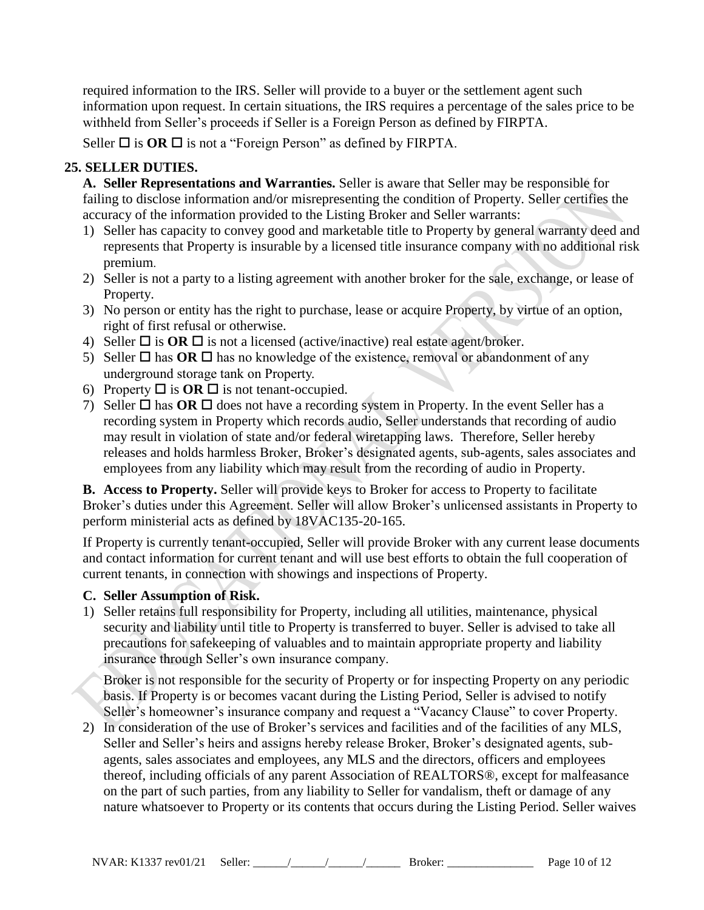required information to the IRS. Seller will provide to a buyer or the settlement agent such information upon request. In certain situations, the IRS requires a percentage of the sales price to be withheld from Seller's proceeds if Seller is a Foreign Person as defined by FIRPTA.

Seller ☐ is **OR** ☐ is not a "Foreign Person" as defined by FIRPTA.

## 25. SELLER DUTIES.

**A. Seller Representations and Warranties.** Seller is aware that Seller may be responsible for failing to disclose information and/or misrepresenting the condition of Property. Seller certifies the accuracy of the information provided to the Listing Broker and Seller warrants:

1) Seller has capacity to convey good and marketable title to Property by general warranty deed and represents that Property is insurable by a licensed title insurance company with no additional risk premium.
2) Seller is not a party to a listing agreement with another broker for the sale, exchange, or lease of Property.
3) No person or entity has the right to purchase, lease or acquire Property, by virtue of an option, right of first refusal or otherwise.
4) Seller ☐ is **OR** ☐ is not a licensed (active/inactive) real estate agent/broker.
5) Seller ☐ has **OR** ☐ has no knowledge of the existence, removal or abandonment of any underground storage tank on Property.
6) Property ☐ is **OR** ☐ is not tenant-occupied.
7) Seller ☐ has **OR** ☐ does not have a recording system in Property. In the event Seller has a recording system in Property which records audio, Seller understands that recording of audio may result in violation of state and/or federal wiretapping laws. Therefore, Seller hereby releases and holds harmless Broker, Broker's designated agents, sub-agents, sales associates and employees from any liability which may result from the recording of audio in Property.

**B. Access to Property.** Seller will provide keys to Broker for access to Property to facilitate Broker's duties under this Agreement. Seller will allow Broker's unlicensed assistants in Property to perform ministerial acts as defined by 18VAC135-20-165.

If Property is currently tenant-occupied, Seller will provide Broker with any current lease documents and contact information for current tenant and will use best efforts to obtain the full cooperation of current tenants, in connection with showings and inspections of Property.

**C. Seller Assumption of Risk.**

1) Seller retains full responsibility for Property, including all utilities, maintenance, physical security and liability until title to Property is transferred to buyer. Seller is advised to take all precautions for safekeeping of valuables and to maintain appropriate property and liability insurance through Seller's own insurance company.

   Broker is not responsible for the security of Property or for inspecting Property on any periodic basis. If Property is or becomes vacant during the Listing Period, Seller is advised to notify Seller's homeowner's insurance company and request a "Vacancy Clause" to cover Property.

2) In consideration of the use of Broker's services and facilities and of the facilities of any MLS, Seller and Seller's heirs and assigns hereby release Broker, Broker's designated agents, sub-agents, sales associates and employees, any MLS and the directors, officers and employees thereof, including officials of any parent Association of REALTORS®, except for malfeasance on the part of such parties, from any liability to Seller for vandalism, theft or damage of any nature whatsoever to Property or its contents that occurs during the Listing Period. Seller waives

NVAR: K1337 rev01/21 Seller: ______/______/______/______ Broker: _______________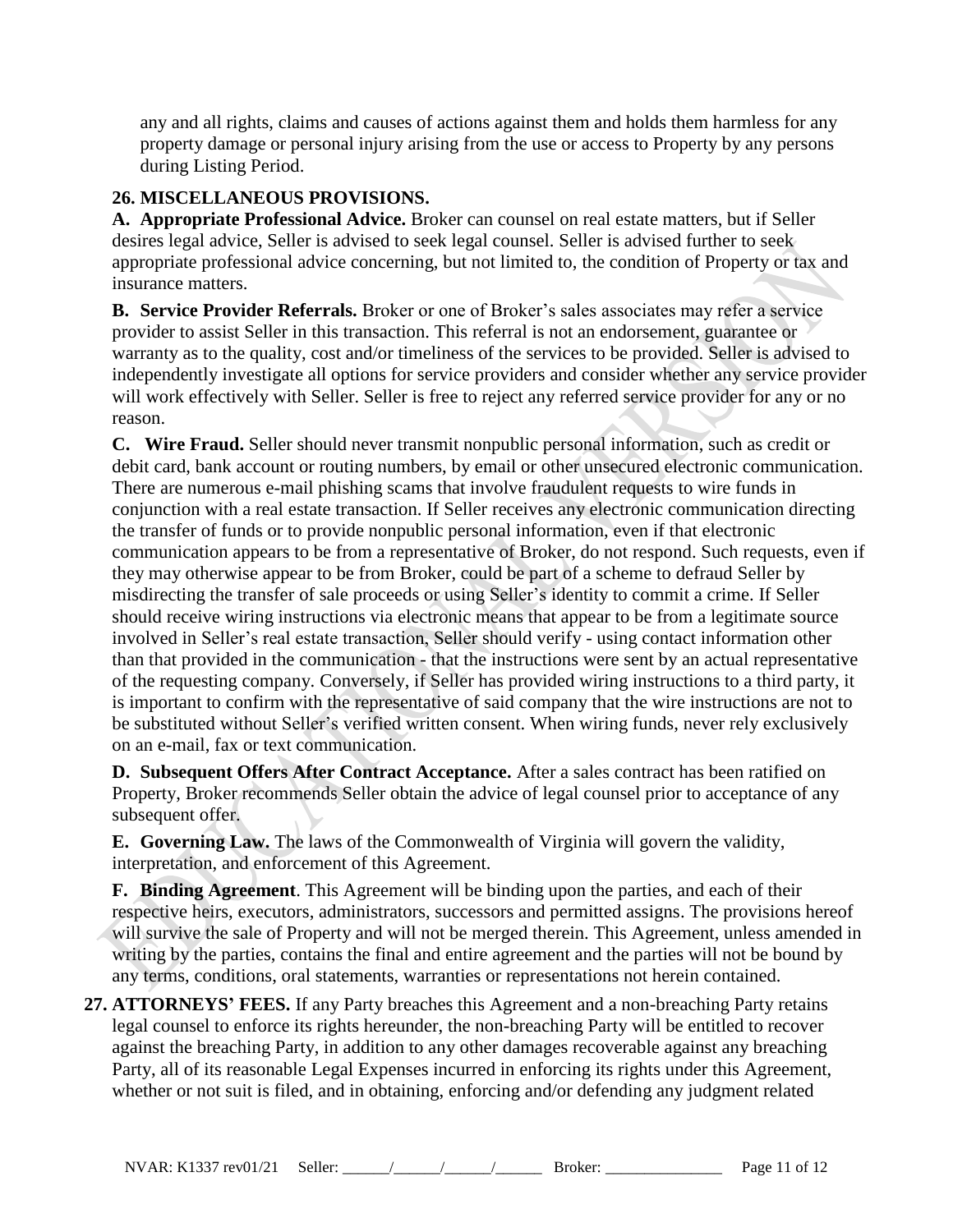any and all rights, claims and causes of actions against them and holds them harmless for any property damage or personal injury arising from the use or access to Property by any persons during Listing Period.

**26. MISCELLANEOUS PROVISIONS.**

**A. Appropriate Professional Advice.** Broker can counsel on real estate matters, but if Seller desires legal advice, Seller is advised to seek legal counsel. Seller is advised further to seek appropriate professional advice concerning, but not limited to, the condition of Property or tax and insurance matters.

**B. Service Provider Referrals.** Broker or one of Broker's sales associates may refer a service provider to assist Seller in this transaction. This referral is not an endorsement, guarantee or warranty as to the quality, cost and/or timeliness of the services to be provided. Seller is advised to independently investigate all options for service providers and consider whether any service provider will work effectively with Seller. Seller is free to reject any referred service provider for any or no reason.

**C. Wire Fraud.** Seller should never transmit nonpublic personal information, such as credit or debit card, bank account or routing numbers, by email or other unsecured electronic communication. There are numerous e-mail phishing scams that involve fraudulent requests to wire funds in conjunction with a real estate transaction. If Seller receives any electronic communication directing the transfer of funds or to provide nonpublic personal information, even if that electronic communication appears to be from a representative of Broker, do not respond. Such requests, even if they may otherwise appear to be from Broker, could be part of a scheme to defraud Seller by misdirecting the transfer of sale proceeds or using Seller's identity to commit a crime. If Seller should receive wiring instructions via electronic means that appear to be from a legitimate source involved in Seller's real estate transaction, Seller should verify - using contact information other than that provided in the communication - that the instructions were sent by an actual representative of the requesting company. Conversely, if Seller has provided wiring instructions to a third party, it is important to confirm with the representative of said company that the wire instructions are not to be substituted without Seller's verified written consent. When wiring funds, never rely exclusively on an e-mail, fax or text communication.

**D. Subsequent Offers After Contract Acceptance.** After a sales contract has been ratified on Property, Broker recommends Seller obtain the advice of legal counsel prior to acceptance of any subsequent offer.

**E. Governing Law.** The laws of the Commonwealth of Virginia will govern the validity, interpretation, and enforcement of this Agreement.

**F. Binding Agreement**. This Agreement will be binding upon the parties, and each of their respective heirs, executors, administrators, successors and permitted assigns. The provisions hereof will survive the sale of Property and will not be merged therein. This Agreement, unless amended in writing by the parties, contains the final and entire agreement and the parties will not be bound by any terms, conditions, oral statements, warranties or representations not herein contained.

**27. ATTORNEYS' FEES.** If any Party breaches this Agreement and a non-breaching Party retains legal counsel to enforce its rights hereunder, the non-breaching Party will be entitled to recover against the breaching Party, in addition to any other damages recoverable against any breaching Party, all of its reasonable Legal Expenses incurred in enforcing its rights under this Agreement, whether or not suit is filed, and in obtaining, enforcing and/or defending any judgment related

NVAR: K1337 rev01/21 Seller: ______/______/______/______ Broker: _______________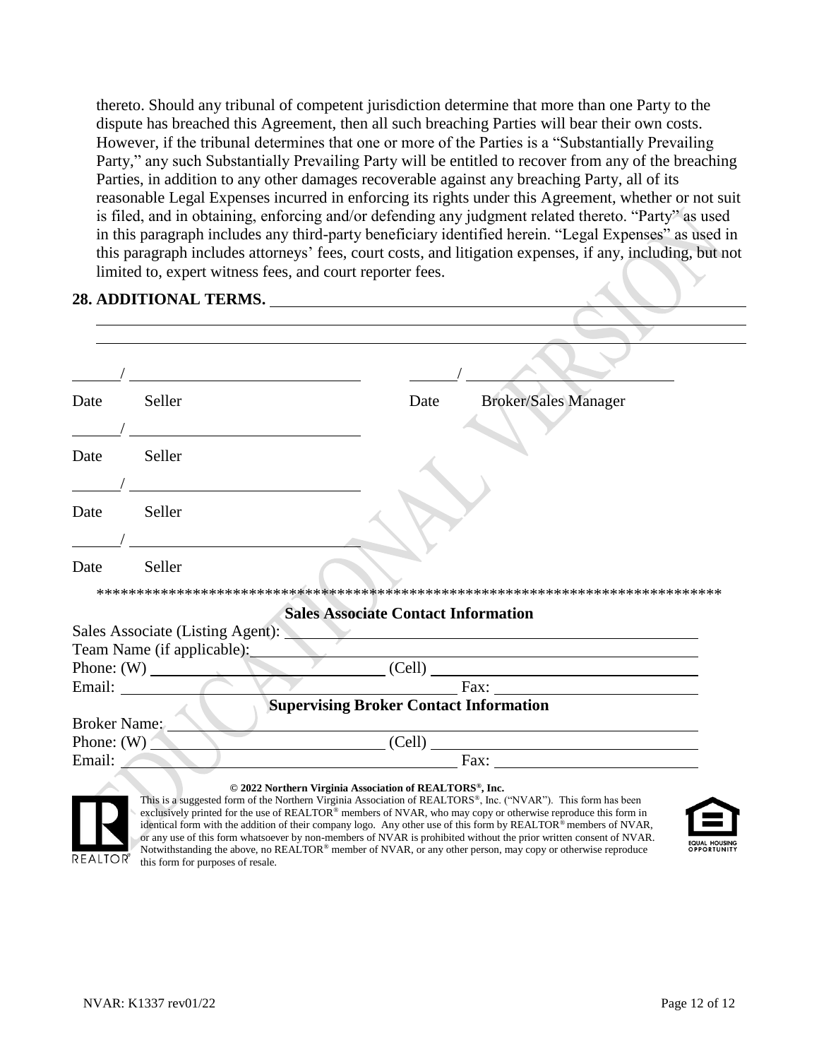thereto. Should any tribunal of competent jurisdiction determine that more than one Party to the dispute has breached this Agreement, then all such breaching Parties will bear their own costs. However, if the tribunal determines that one or more of the Parties is a "Substantially Prevailing Party," any such Substantially Prevailing Party will be entitled to recover from any of the breaching Parties, in addition to any other damages recoverable against any breaching Party, all of its reasonable Legal Expenses incurred in enforcing its rights under this Agreement, whether or not suit is filed, and in obtaining, enforcing and/or defending any judgment related thereto. "Party" as used in this paragraph includes any third-party beneficiary identified herein. "Legal Expenses" as used in this paragraph includes attorneys' fees, court costs, and litigation expenses, if any, including, but not limited to, expert witness fees, and court reporter fees.

**28. ADDITIONAL TERMS.** ____________________________________________

______________________________________________________________

______________________________________________________________

_____/ ______________________ _____/ ______________________

Date Seller Date Broker/Sales Manager

_____/ ______________________

Date Seller

_____/ ______________________

Date Seller

_____/ ______________________

Date Seller

*******************************************************************************

**Sales Associate Contact Information**

Sales Associate (Listing Agent): ______________________________

Team Name (if applicable): ______________________________

Phone: (W) ______________ (Cell) ______________

Email: ______________ Fax: ______________

**Supervising Broker Contact Information**

Broker Name: ______________________________

Phone: (W) ______________ (Cell) ______________

Email: ______________ Fax: ______________

**© 2022 Northern Virginia Association of REALTORS®, Inc.**

This is a suggested form of the Northern Virginia Association of REALTORS®, Inc. ("NVAR"). This form has been exclusively printed for the use of REALTOR® members of NVAR, who may copy or otherwise reproduce this form in identical form with the addition of their company logo. Any other use of this form by REALTOR® members of NVAR, or any use of this form whatsoever by non-members of NVAR is prohibited without the prior written consent of NVAR. Notwithstanding the above, no REALTOR® member of NVAR, or any other person, may copy or otherwise reproduce this form for purposes of resale.

NVAR: K1337 rev01/22